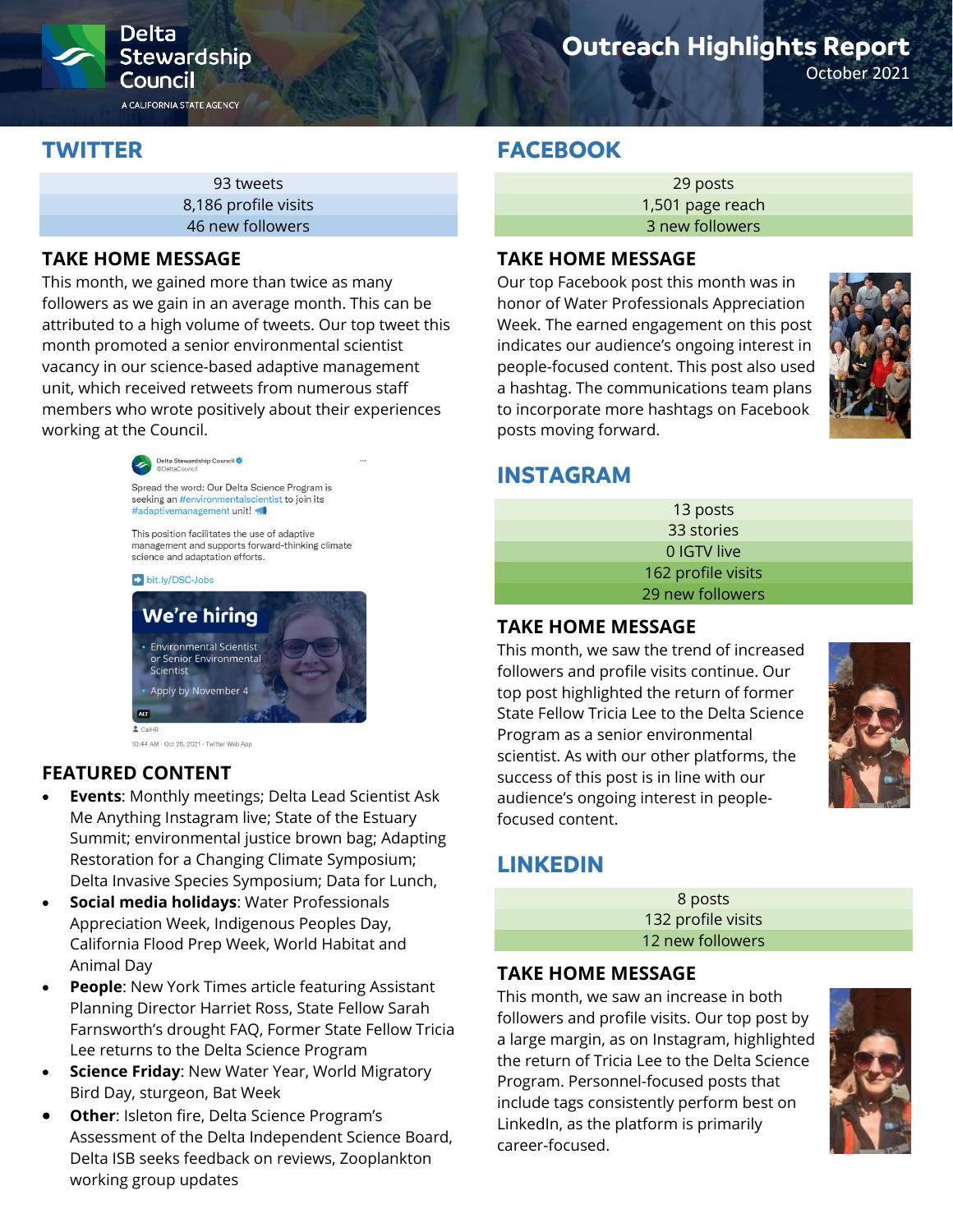Delta Stewardship Council
A CALIFORNIA STATE AGENCY

# Outreach Highlights Report

October 2021

## TWITTER

93 tweets
8,186 profile visits
46 new followers

### TAKE HOME MESSAGE

This month, we gained more than twice as many followers as we gain in an average month. This can be attributed to a high volume of tweets. Our top tweet this month promoted a senior environmental scientist vacancy in our science-based adaptive management unit, which received retweets from numerous staff members who wrote positively about their experiences working at the Council.

Delta Stewardship Council @DeltaCouncil

Spread the word: Our Delta Science Program is seeking an #environmentalscientist to join its #adaptivemanagement unit! 📢

This position facilitates the use of adaptive management and supports forward-thinking climate science and adaptation efforts.

➡ bit.ly/DSC-Jobs

We're hiring
- Environmental Scientist or Senior Environmental Scientist
- Apply by November 4

CalHR
10:44 AM · Oct 26, 2021 · Twitter Web App

### FEATURED CONTENT

- **Events**: Monthly meetings; Delta Lead Scientist Ask Me Anything Instagram live; State of the Estuary Summit; environmental justice brown bag; Adapting Restoration for a Changing Climate Symposium; Delta Invasive Species Symposium; Data for Lunch,
- **Social media holidays**: Water Professionals Appreciation Week, Indigenous Peoples Day, California Flood Prep Week, World Habitat and Animal Day
- **People**: New York Times article featuring Assistant Planning Director Harriet Ross, State Fellow Sarah Farnsworth's drought FAQ, Former State Fellow Tricia Lee returns to the Delta Science Program
- **Science Friday**: New Water Year, World Migratory Bird Day, sturgeon, Bat Week
- **Other**: Isleton fire, Delta Science Program's Assessment of the Delta Independent Science Board, Delta ISB seeks feedback on reviews, Zooplankton working group updates

## FACEBOOK

29 posts
1,501 page reach
3 new followers

### TAKE HOME MESSAGE

Our top Facebook post this month was in honor of Water Professionals Appreciation Week. The earned engagement on this post indicates our audience's ongoing interest in people-focused content. This post also used a hashtag. The communications team plans to incorporate more hashtags on Facebook posts moving forward.

## INSTAGRAM

13 posts
33 stories
0 IGTV live
162 profile visits
29 new followers

### TAKE HOME MESSAGE

This month, we saw the trend of increased followers and profile visits continue. Our top post highlighted the return of former State Fellow Tricia Lee to the Delta Science Program as a senior environmental scientist. As with our other platforms, the success of this post is in line with our audience's ongoing interest in people-focused content.

## LINKEDIN

8 posts
132 profile visits
12 new followers

### TAKE HOME MESSAGE

This month, we saw an increase in both followers and profile visits. Our top post by a large margin, as on Instagram, highlighted the return of Tricia Lee to the Delta Science Program. Personnel-focused posts that include tags consistently perform best on LinkedIn, as the platform is primarily career-focused.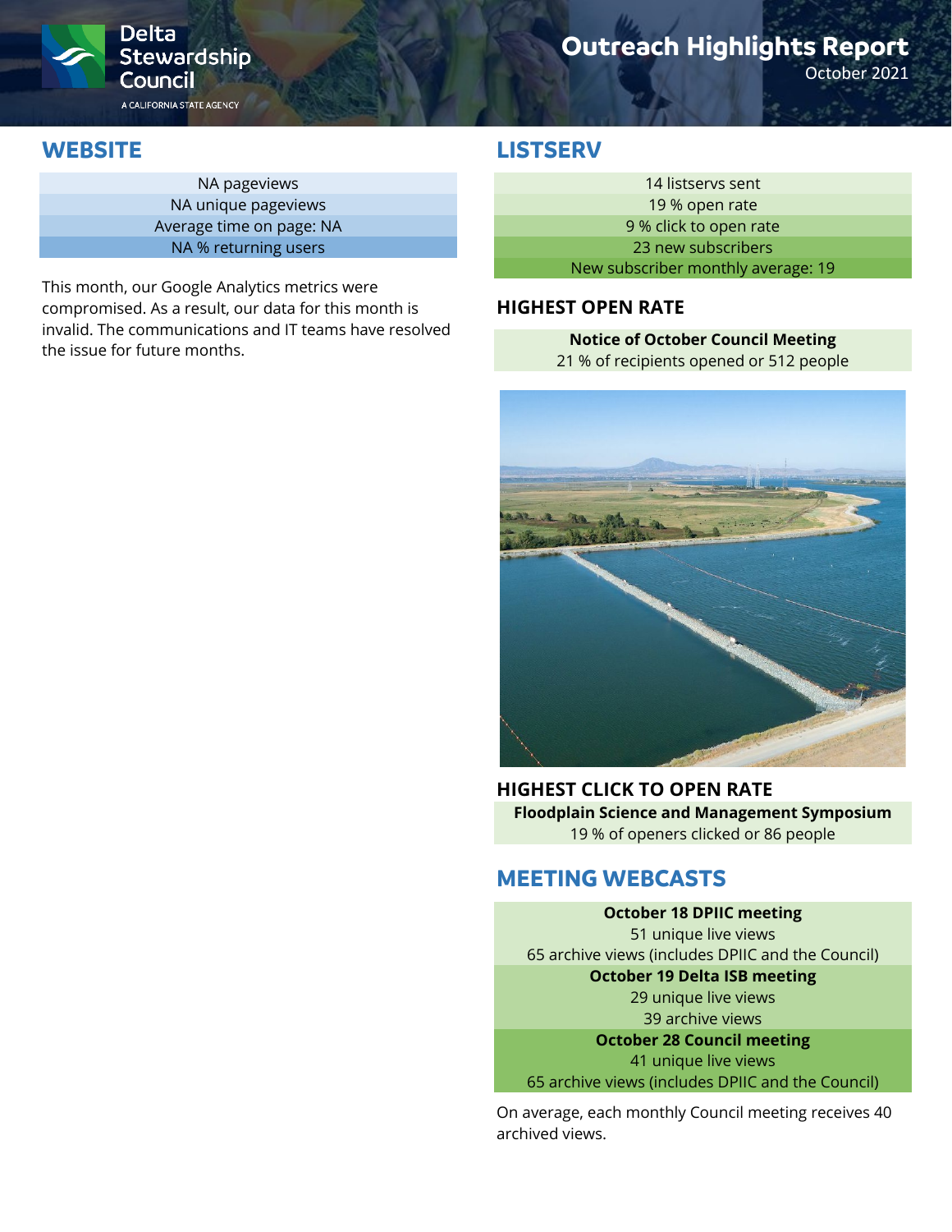Delta Stewardship Council

A CALIFORNIA STATE AGENCY

# Outreach Highlights Report

October 2021

## WEBSITE

NA pageviews

NA unique pageviews

Average time on page: NA

NA % returning users

This month, our Google Analytics metrics were compromised. As a result, our data for this month is invalid. The communications and IT teams have resolved the issue for future months.

## LISTSERV

14 listservs sent

19 % open rate

9 % click to open rate

23 new subscribers

New subscriber monthly average: 19

### HIGHEST OPEN RATE

**Notice of October Council Meeting**

21 % of recipients opened or 512 people

### HIGHEST CLICK TO OPEN RATE

**Floodplain Science and Management Symposium**

19 % of openers clicked or 86 people

## MEETING WEBCASTS

**October 18 DPIIC meeting**

51 unique live views

65 archive views (includes DPIIC and the Council)

**October 19 Delta ISB meeting**

29 unique live views

39 archive views

**October 28 Council meeting**

41 unique live views

65 archive views (includes DPIIC and the Council)

On average, each monthly Council meeting receives 40 archived views.